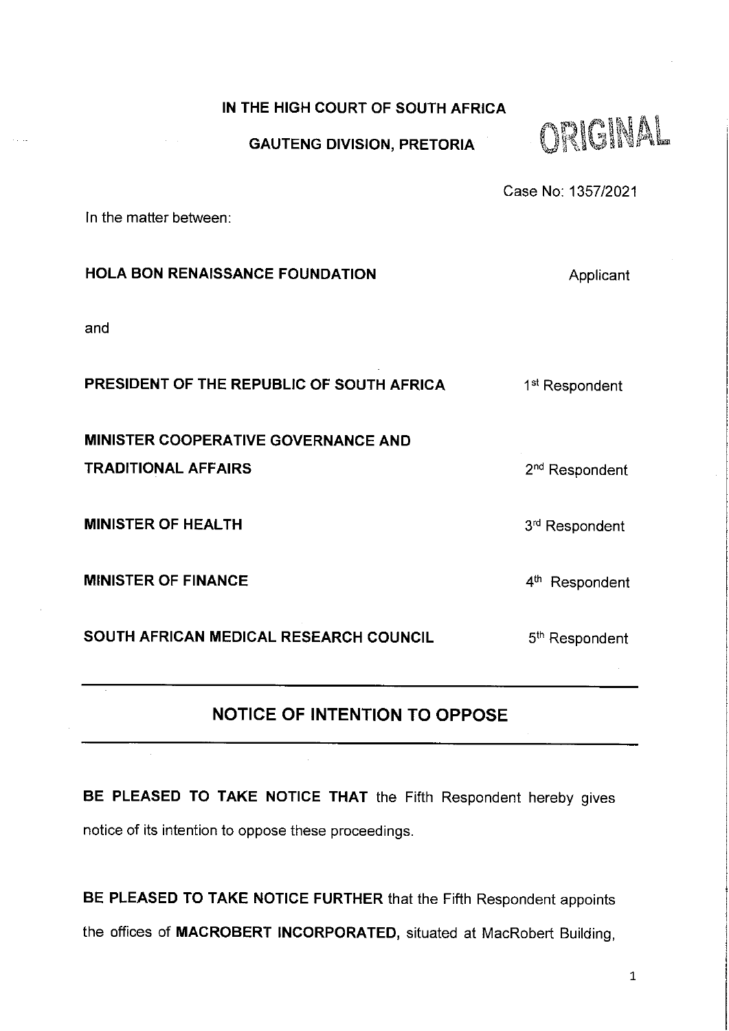**IN THE HIGH COURT OF SOUTH AFRICA**

**GAUTENG DIVISION, PRETORIA**

ORIGINAL

Case No: 1357/2021

In the matter between:

| | |
|---|---|
| **HOLA BON RENAISSANCE FOUNDATION** | Applicant |
| and | |
| **PRESIDENT OF THE REPUBLIC OF SOUTH AFRICA** | 1st Respondent |
| **MINISTER COOPERATIVE GOVERNANCE AND TRADITIONAL AFFAIRS** | 2nd Respondent |
| **MINISTER OF HEALTH** | 3rd Respondent |
| **MINISTER OF FINANCE** | 4th Respondent |
| **SOUTH AFRICAN MEDICAL RESEARCH COUNCIL** | 5th Respondent |

---

## NOTICE OF INTENTION TO OPPOSE

---

**BE PLEASED TO TAKE NOTICE THAT** the Fifth Respondent hereby gives notice of its intention to oppose these proceedings.

**BE PLEASED TO TAKE NOTICE FURTHER** that the Fifth Respondent appoints the offices of **MACROBERT INCORPORATED,** situated at MacRobert Building,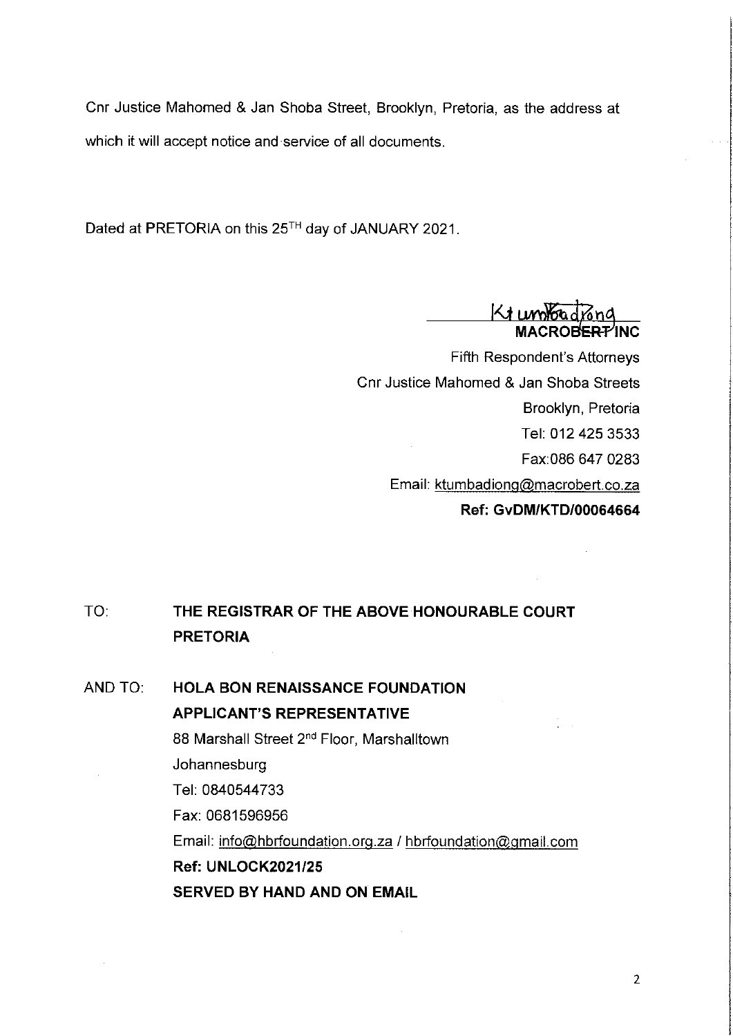Cnr Justice Mahomed & Jan Shoba Street, Brooklyn, Pretoria, as the address at which it will accept notice and service of all documents.

Dated at PRETORIA on this 25[TH] day of JANUARY 2021.

Ktumbadiong

**MACROBERT INC**
Fifth Respondent's Attorneys
Cnr Justice Mahomed & Jan Shoba Streets
Brooklyn, Pretoria
Tel: 012 425 3533
Fax:086 647 0283
Email: ktumbadiong@macrobert.co.za
**Ref: GvDM/KTD/00064664**

TO: **THE REGISTRAR OF THE ABOVE HONOURABLE COURT PRETORIA**

AND TO: **HOLA BON RENAISSANCE FOUNDATION**
**APPLICANT'S REPRESENTATIVE**
88 Marshall Street 2[nd] Floor, Marshalltown
Johannesburg
Tel: 0840544733
Fax: 0681596956
Email: info@hbrfoundation.org.za / hbrfoundation@gmail.com
**Ref: UNLOCK2021/25**
**SERVED BY HAND AND ON EMAIL**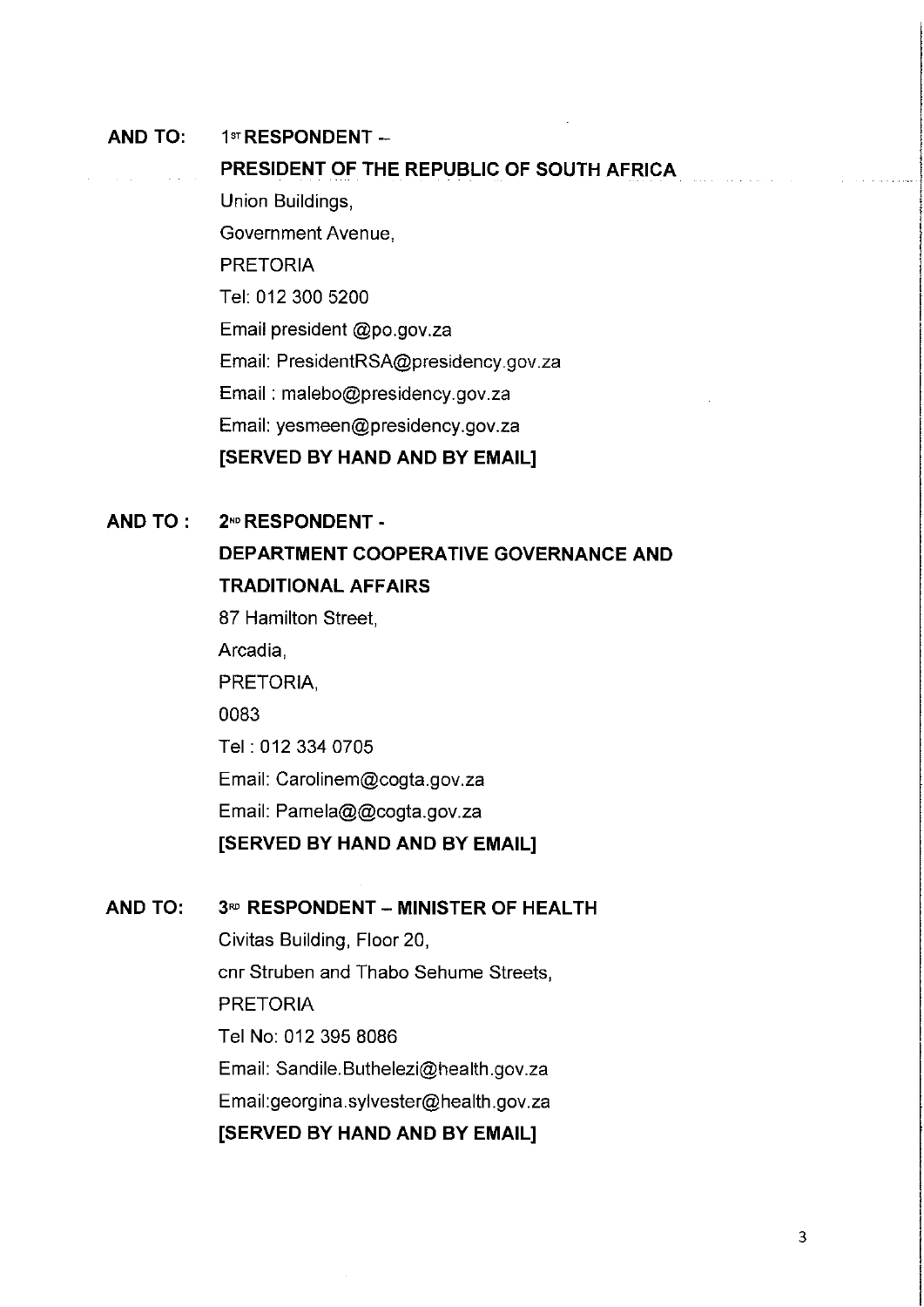**AND TO:** **1ST RESPONDENT –**

**PRESIDENT OF THE REPUBLIC OF SOUTH AFRICA**

Union Buildings,

Government Avenue,

PRETORIA

Tel: 012 300 5200

Email president @po.gov.za

Email: PresidentRSA@presidency.gov.za

Email : malebo@presidency.gov.za

Email: yesmeen@presidency.gov.za

**[SERVED BY HAND AND BY EMAIL]**

**AND TO :** **2ND RESPONDENT -**

**DEPARTMENT COOPERATIVE GOVERNANCE AND TRADITIONAL AFFAIRS**

87 Hamilton Street,

Arcadia,

PRETORIA,

0083

Tel : 012 334 0705

Email: Carolinem@cogta.gov.za

Email: Pamela@@cogta.gov.za

**[SERVED BY HAND AND BY EMAIL]**

**AND TO:** **3RD RESPONDENT – MINISTER OF HEALTH**

Civitas Building, Floor 20,

cnr Struben and Thabo Sehume Streets,

PRETORIA

Tel No: 012 395 8086

Email: Sandile.Buthelezi@health.gov.za

Email:georgina.sylvester@health.gov.za

**[SERVED BY HAND AND BY EMAIL]**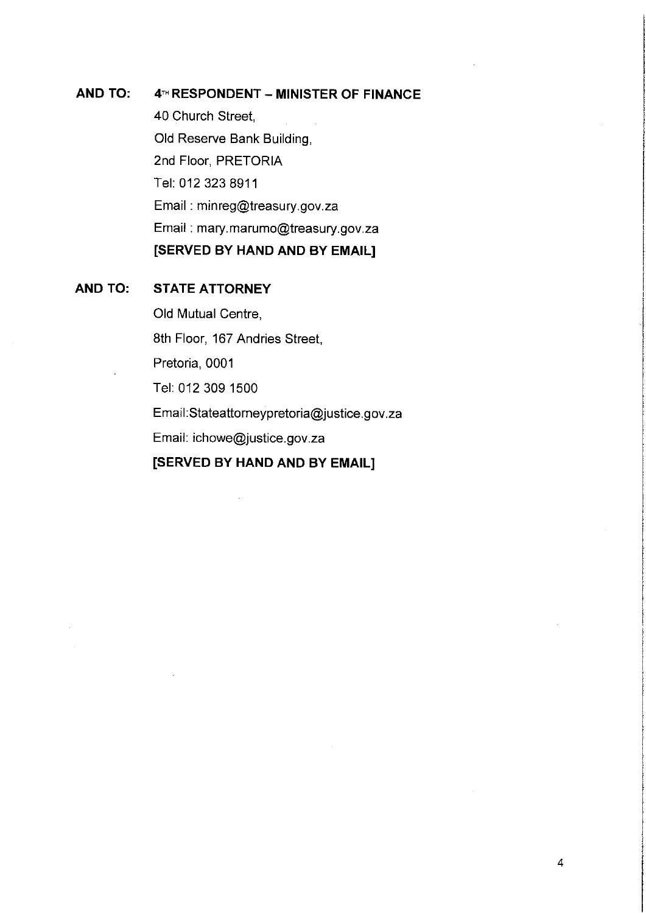**AND TO: 4TH RESPONDENT – MINISTER OF FINANCE**

40 Church Street,

Old Reserve Bank Building,

2nd Floor, PRETORIA

Tel: 012 323 8911

Email : minreg@treasury.gov.za

Email : mary.marumo@treasury.gov.za

**[SERVED BY HAND AND BY EMAIL]**

**AND TO: STATE ATTORNEY**

Old Mutual Centre,

8th Floor, 167 Andries Street,

Pretoria, 0001

Tel: 012 309 1500

Email:Stateattorneypretoria@justice.gov.za

Email: ichowe@justice.gov.za

**[SERVED BY HAND AND BY EMAIL]**